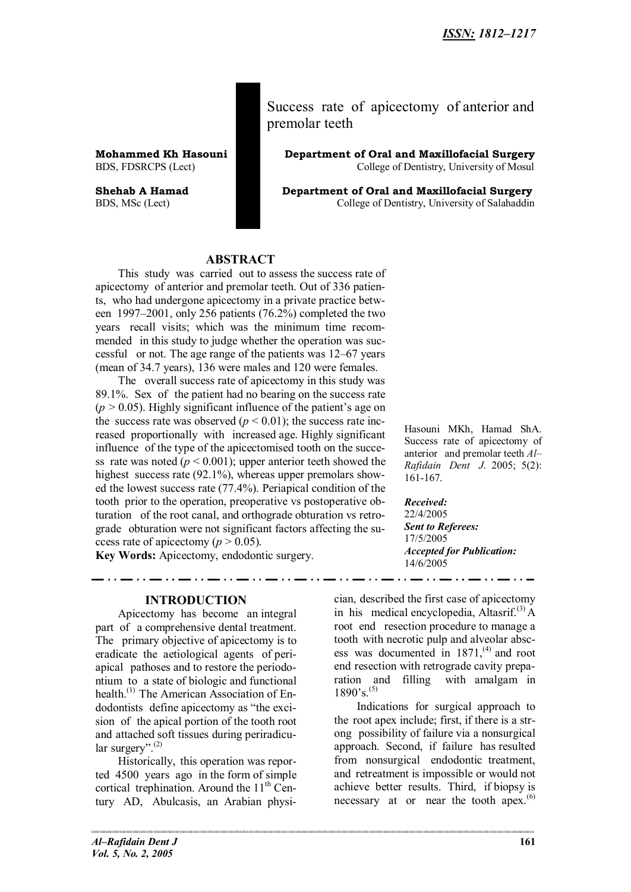ISSN: 1812–1217

# Success rate of apicectomy of anterior and premolar teeth

**Mohammed Kh Hasouni**
BDS, FDSRCPS (Lect)

**Department of Oral and Maxillofacial Surgery**
College of Dentistry, University of Mosul

**Shehab A Hamad**
BDS, MSc (Lect)

**Department of Oral and Maxillofacial Surgery**
College of Dentistry, University of Salahaddin

## ABSTRACT

This study was carried out to assess the success rate of apicectomy of anterior and premolar teeth. Out of 336 patients, who had undergone apicectomy in a private practice between 1997–2001, only 256 patients (76.2%) completed the two years recall visits; which was the minimum time recommended in this study to judge whether the operation was successful or not. The age range of the patients was 12–67 years (mean of 34.7 years), 136 were males and 120 were females.

The overall success rate of apicectomy in this study was 89.1%. Sex of the patient had no bearing on the success rate ($p > 0.05$). Highly significant influence of the patient's age on the success rate was observed ($p < 0.01$); the success rate increased proportionally with increased age. Highly significant influence of the type of the apicectomised tooth on the success rate was noted ($p < 0.001$); upper anterior teeth showed the highest success rate (92.1%), whereas upper premolars showed the lowest success rate (77.4%). Periapical condition of the tooth prior to the operation, preoperative vs postoperative obturation of the root canal, and orthograde obturation vs retrograde obturation were not significant factors affecting the success rate of apicectomy ($p > 0.05$).

**Key Words:** Apicectomy, endodontic surgery.

Hasouni MKh, Hamad ShA. Success rate of apicectomy of anterior and premolar teeth *Al–Rafidain Dent J*. 2005; 5(2): 161-167.

***Received:*** 22/4/2005
***Sent to Referees:*** 17/5/2005
***Accepted for Publication:*** 14/6/2005

## INTRODUCTION

Apicectomy has become an integral part of a comprehensive dental treatment. The primary objective of apicectomy is to eradicate the aetiological agents of periapical pathoses and to restore the periodontium to a state of biologic and functional health.[1] The American Association of Endodontists define apicectomy as "the excision of the apical portion of the tooth root and attached soft tissues during periradicular surgery".[2]

Historically, this operation was reported 4500 years ago in the form of simple cortical trephination. Around the 11th Century AD, Abulcasis, an Arabian physician, described the first case of apicectomy in his medical encyclopedia, Altasrif.[3] A root end resection procedure to manage a tooth with necrotic pulp and alveolar abscess was documented in 1871,[4] and root end resection with retrograde cavity preparation and filling with amalgam in 1890's.[5]

Indications for surgical approach to the root apex include; first, if there is a strong possibility of failure via a nonsurgical approach. Second, if failure has resulted from nonsurgical endodontic treatment, and retreatment is impossible or would not achieve better results. Third, if biopsy is necessary at or near the tooth apex.[6]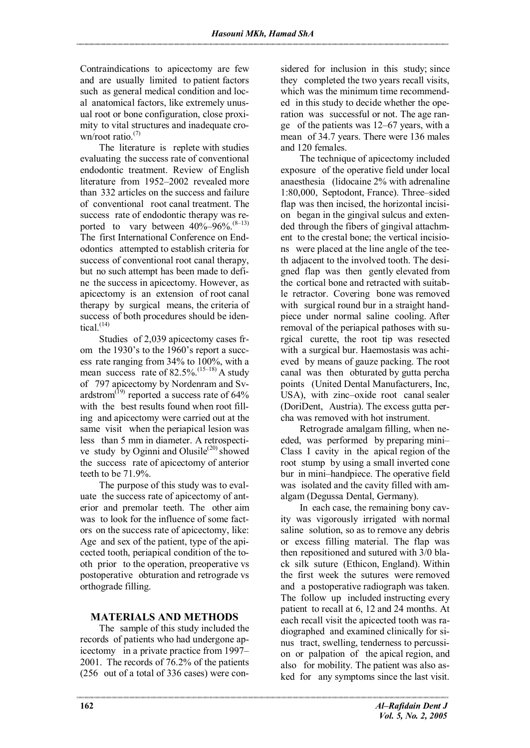Contraindications to apicectomy are few and are usually limited to patient factors such as general medical condition and local anatomical factors, like extremely unusual root or bone configuration, close proximity to vital structures and inadequate crown/root ratio.[7]

The literature is replete with studies evaluating the success rate of conventional endodontic treatment. Review of English literature from 1952–2002 revealed more than 332 articles on the success and failure of conventional root canal treatment. The success rate of endodontic therapy was reported to vary between 40%–96%.[8–13] The first International Conference on Endodontics attempted to establish criteria for success of conventional root canal therapy, but no such attempt has been made to define the success in apicectomy. However, as apicectomy is an extension of root canal therapy by surgical means, the criteria of success of both procedures should be identical.[14]

Studies of 2,039 apicectomy cases from the 1930's to the 1960's report a success rate ranging from 34% to 100%, with a mean success rate of 82.5%.[15–18] A study of 797 apicectomy by Nordenram and Svardstrom[19] reported a success rate of 64% with the best results found when root filling and apicectomy were carried out at the same visit when the periapical lesion was less than 5 mm in diameter. A retrospective study by Oginni and Olusile[20] showed the success rate of apicectomy of anterior teeth to be 71.9%.

The purpose of this study was to evaluate the success rate of apicectomy of anterior and premolar teeth. The other aim was to look for the influence of some factors on the success rate of apicectomy, like: Age and sex of the patient, type of the apicected tooth, periapical condition of the tooth prior to the operation, preoperative vs postoperative obturation and retrograde vs orthograde filling.

## MATERIALS AND METHODS

The sample of this study included the records of patients who had undergone apicectomy in a private practice from 1997–2001. The records of 76.2% of the patients (256 out of a total of 336 cases) were considered for inclusion in this study; since they completed the two years recall visits, which was the minimum time recommended in this study to decide whether the operation was successful or not. The age range of the patients was 12–67 years, with a mean of 34.7 years. There were 136 males and 120 females.

The technique of apicectomy included exposure of the operative field under local anaesthesia (lidocaine 2% with adrenaline 1:80,000, Septodont, France). Three–sided flap was then incised, the horizontal incision began in the gingival sulcus and extended through the fibers of gingival attachment to the crestal bone; the vertical incisions were placed at the line angle of the teeth adjacent to the involved tooth. The designed flap was then gently elevated from the cortical bone and retracted with suitable retractor. Covering bone was removed with surgical round bur in a straight handpiece under normal saline cooling. After removal of the periapical pathoses with surgical curette, the root tip was resected with a surgical bur. Haemostasis was achieved by means of gauze packing. The root canal was then obturated by gutta percha points (United Dental Manufacturers, Inc, USA), with zinc–oxide root canal sealer (DoriDent, Austria). The excess gutta percha was removed with hot instrument.

Retrograde amalgam filling, when needed, was performed by preparing mini–Class I cavity in the apical region of the root stump by using a small inverted cone bur in mini–handpiece. The operative field was isolated and the cavity filled with amalgam (Degussa Dental, Germany).

In each case, the remaining bony cavity was vigorously irrigated with normal saline solution, so as to remove any debris or excess filling material. The flap was then repositioned and sutured with 3/0 black silk suture (Ethicon, England). Within the first week the sutures were removed and a postoperative radiograph was taken. The follow up included instructing every patient to recall at 6, 12 and 24 months. At each recall visit the apicected tooth was radiographed and examined clinically for sinus tract, swelling, tenderness to percussion or palpation of the apical region, and also for mobility. The patient was also asked for any symptoms since the last visit.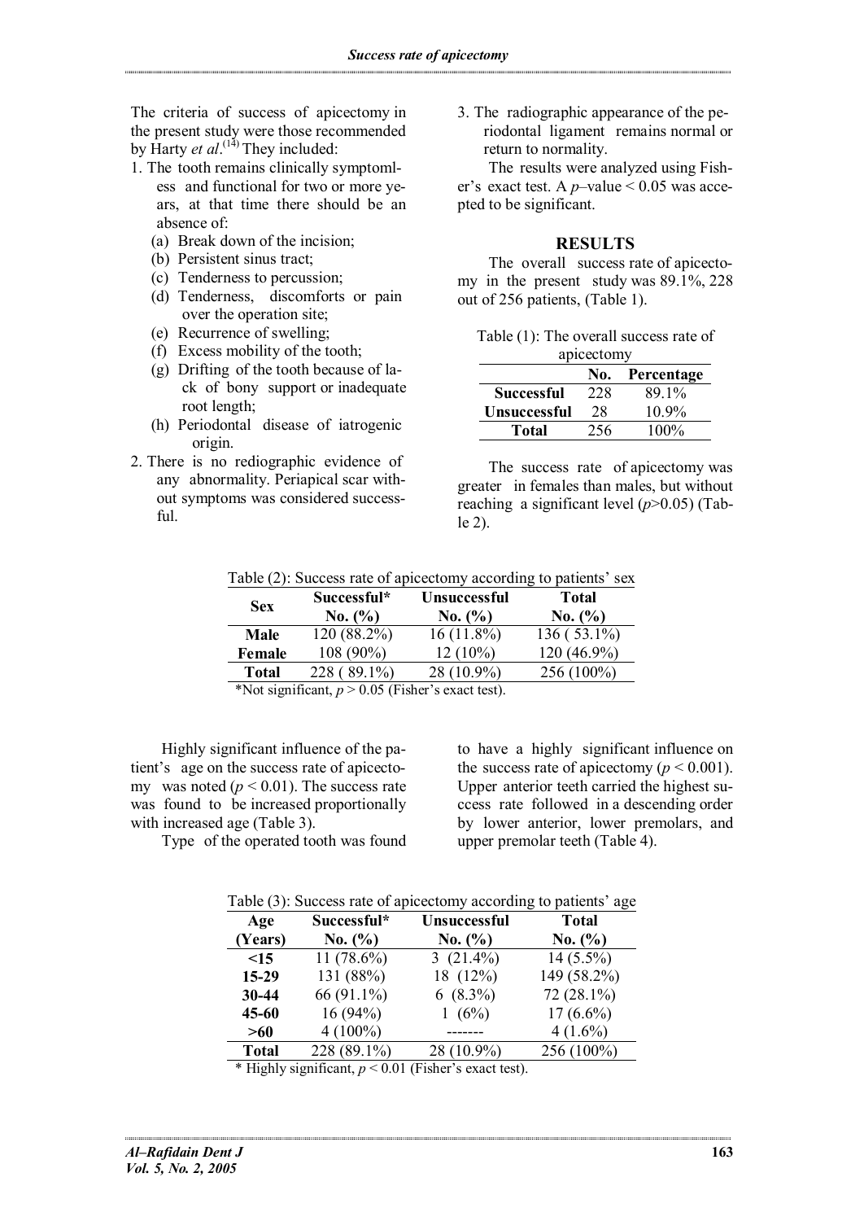The criteria of success of apicectomy in the present study were those recommended by Harty *et al*.[14] They included:

1. The tooth remains clinically symptomless and functional for two or more years, at that time there should be an absence of:
   (a) Break down of the incision;
   (b) Persistent sinus tract;
   (c) Tenderness to percussion;
   (d) Tenderness, discomforts or pain over the operation site;
   (e) Recurrence of swelling;
   (f) Excess mobility of the tooth;
   (g) Drifting of the tooth because of lack of bony support or inadequate root length;
   (h) Periodontal disease of iatrogenic origin.
2. There is no radiographic evidence of any abnormality. Periapical scar without symptoms was considered successful.
3. The radiographic appearance of the periodontal ligament remains normal or return to normality.

The results were analyzed using Fisher's exact test. A $p$–value $< 0.05$ was accepted to be significant.

## RESULTS

The overall success rate of apicectomy in the present study was 89.1%, 228 out of 256 patients, (Table 1).

Table (1): The overall success rate of apicectomy

| | No. | Percentage |
|---|---|---|
| **Successful** | 228 | 89.1% |
| **Unsuccessful** | 28 | 10.9% |
| **Total** | 256 | 100% |

The success rate of apicectomy was greater in females than males, but without reaching a significant level ($p > 0.05$) (Table 2).

Table (2): Success rate of apicectomy according to patients' sex

| Sex | Successful* No. (%) | Unsuccessful No. (%) | Total No. (%) |
|---|---|---|---|
| **Male** | 120 (88.2%) | 16 (11.8%) | 136 ( 53.1%) |
| **Female** | 108 (90%) | 12 (10%) | 120 (46.9%) |
| **Total** | 228 ( 89.1%) | 28 (10.9%) | 256 (100%) |

*Not significant, $p > 0.05$ (Fisher's exact test).

Highly significant influence of the patient's age on the success rate of apicectomy was noted ($p < 0.01$). The success rate was found to be increased proportionally with increased age (Table 3).

Type of the operated tooth was found to have a highly significant influence on the success rate of apicectomy ($p < 0.001$). Upper anterior teeth carried the highest success rate followed in a descending order by lower anterior, lower premolars, and upper premolar teeth (Table 4).

Table (3): Success rate of apicectomy according to patients' age

| Age (Years) | Successful* No. (%) | Unsuccessful No. (%) | Total No. (%) |
|---|---|---|---|
| **<15** | 11 (78.6%) | 3 (21.4%) | 14 (5.5%) |
| **15-29** | 131 (88%) | 18 (12%) | 149 (58.2%) |
| **30-44** | 66 (91.1%) | 6 (8.3%) | 72 (28.1%) |
| **45-60** | 16 (94%) | 1 (6%) | 17 (6.6%) |
| **>60** | 4 (100%) | ------- | 4 (1.6%) |
| **Total** | 228 (89.1%) | 28 (10.9%) | 256 (100%) |

\* Highly significant, $p < 0.01$ (Fisher's exact test).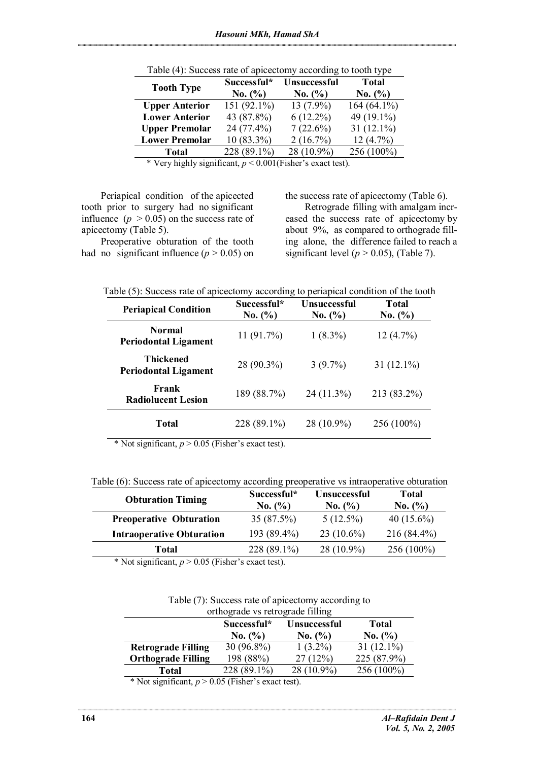Table (4): Success rate of apicectomy according to tooth type

| Tooth Type | Successful* No. (%) | Unsuccessful No. (%) | Total No. (%) |
|---|---|---|---|
| **Upper Anterior** | 151 (92.1%) | 13 (7.9%) | 164 (64.1%) |
| **Lower Anterior** | 43 (87.8%) | 6 (12.2%) | 49 (19.1%) |
| **Upper Premolar** | 24 (77.4%) | 7 (22.6%) | 31 (12.1%) |
| **Lower Premolar** | 10 (83.3%) | 2 (16.7%) | 12 (4.7%) |
| **Total** | 228 (89.1%) | 28 (10.9%) | 256 (100%) |

\* Very highly significant, $p < 0.001$ (Fisher's exact test).

Periapical condition of the apicected tooth prior to surgery had no significant influence ($p > 0.05$) on the success rate of apicectomy (Table 5).

Preoperative obturation of the tooth had no significant influence ($p > 0.05$) on the success rate of apicectomy (Table 6).

Retrograde filling with amalgam increased the success rate of apicectomy by about 9%, as compared to orthograde filling alone, the difference failed to reach a significant level ($p > 0.05$), (Table 7).

Table (5): Success rate of apicectomy according to periapical condition of the tooth

| Periapical Condition | Successful* No. (%) | Unsuccessful No. (%) | Total No. (%) |
|---|---|---|---|
| **Normal Periodontal Ligament** | 11 (91.7%) | 1 (8.3%) | 12 (4.7%) |
| **Thickened Periodontal Ligament** | 28 (90.3%) | 3 (9.7%) | 31 (12.1%) |
| **Frank Radiolucent Lesion** | 189 (88.7%) | 24 (11.3%) | 213 (83.2%) |
| **Total** | 228 (89.1%) | 28 (10.9%) | 256 (100%) |

\* Not significant, $p > 0.05$ (Fisher's exact test).

Table (6): Success rate of apicectomy according preoperative vs intraoperative obturation

| Obturation Timing | Successful* No. (%) | Unsuccessful No. (%) | Total No. (%) |
|---|---|---|---|
| **Preoperative Obturation** | 35 (87.5%) | 5 (12.5%) | 40 (15.6%) |
| **Intraoperative Obturation** | 193 (89.4%) | 23 (10.6%) | 216 (84.4%) |
| **Total** | 228 (89.1%) | 28 (10.9%) | 256 (100%) |

\* Not significant, $p > 0.05$ (Fisher's exact test).

Table (7): Success rate of apicectomy according to orthograde vs retrograde filling

| | Successful* No. (%) | Unsuccessful No. (%) | Total No. (%) |
|---|---|---|---|
| **Retrograde Filling** | 30 (96.8%) | 1 (3.2%) | 31 (12.1%) |
| **Orthograde Filling** | 198 (88%) | 27 (12%) | 225 (87.9%) |
| **Total** | 228 (89.1%) | 28 (10.9%) | 256 (100%) |

\* Not significant, $p > 0.05$ (Fisher's exact test).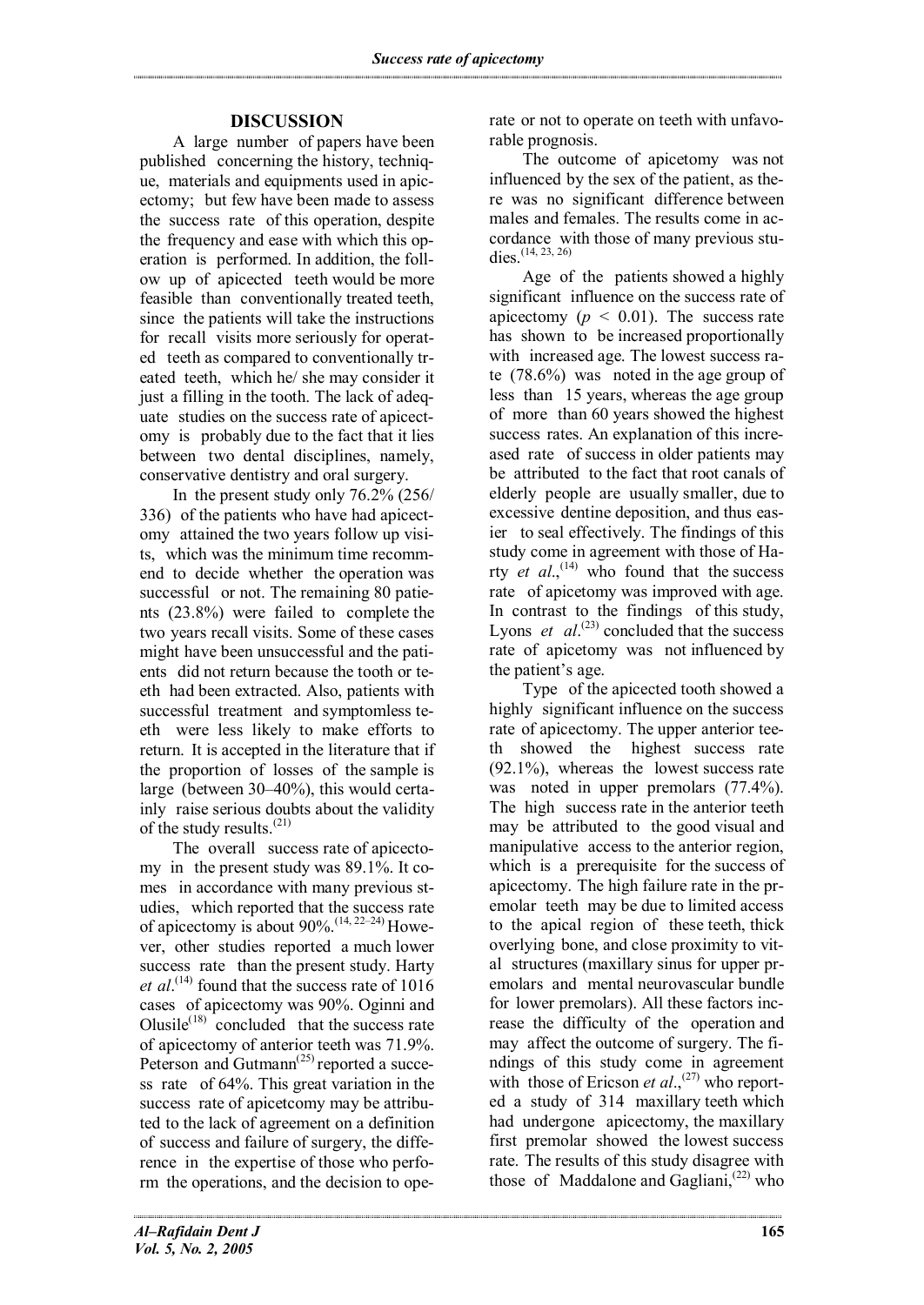## DISCUSSION

A large number of papers have been published concerning the history, technique, materials and equipments used in apicectomy; but few have been made to assess the success rate of this operation, despite the frequency and ease with which this operation is performed. In addition, the follow up of apicected teeth would be more feasible than conventionally treated teeth, since the patients will take the instructions for recall visits more seriously for operated teeth as compared to conventionally treated teeth, which he/ she may consider it just a filling in the tooth. The lack of adequate studies on the success rate of apicectomy is probably due to the fact that it lies between two dental disciplines, namely, conservative dentistry and oral surgery.

In the present study only 76.2% (256/336) of the patients who have had apicectomy attained the two years follow up visits, which was the minimum time recommend to decide whether the operation was successful or not. The remaining 80 patients (23.8%) were failed to complete the two years recall visits. Some of these cases might have been unsuccessful and the patients did not return because the tooth or teeth had been extracted. Also, patients with successful treatment and symptomless teeth were less likely to make efforts to return. It is accepted in the literature that if the proportion of losses of the sample is large (between 30–40%), this would certainly raise serious doubts about the validity of the study results.[21]

The overall success rate of apicectomy in the present study was 89.1%. It comes in accordance with many previous studies, which reported that the success rate of apicectomy is about 90%.[14, 22–24] However, other studies reported a much lower success rate than the present study. Harty *et al*.[14] found that the success rate of 1016 cases of apicectomy was 90%. Oginni and Olusile[18] concluded that the success rate of apicectomy of anterior teeth was 71.9%. Peterson and Gutmann[25] reported a success rate of 64%. This great variation in the success rate of apicetcomy may be attributed to the lack of agreement on a definition of success and failure of surgery, the difference in the expertise of those who perform the operations, and the decision to operate or not to operate on teeth with unfavorable prognosis.

The outcome of apicetomy was not influenced by the sex of the patient, as there was no significant difference between males and females. The results come in accordance with those of many previous studies.[14, 23, 26]

Age of the patients showed a highly significant influence on the success rate of apicectomy ($p < 0.01$). The success rate has shown to be increased proportionally with increased age. The lowest success rate (78.6%) was noted in the age group of less than 15 years, whereas the age group of more than 60 years showed the highest success rates. An explanation of this increased rate of success in older patients may be attributed to the fact that root canals of elderly people are usually smaller, due to excessive dentine deposition, and thus easier to seal effectively. The findings of this study come in agreement with those of Harty *et al*.,[14] who found that the success rate of apicetomy was improved with age. In contrast to the findings of this study, Lyons *et al*.[23] concluded that the success rate of apicetomy was not influenced by the patient's age.

Type of the apicected tooth showed a highly significant influence on the success rate of apicectomy. The upper anterior teeth showed the highest success rate (92.1%), whereas the lowest success rate was noted in upper premolars (77.4%). The high success rate in the anterior teeth may be attributed to the good visual and manipulative access to the anterior region, which is a prerequisite for the success of apicectomy. The high failure rate in the premolar teeth may be due to limited access to the apical region of these teeth, thick overlying bone, and close proximity to vital structures (maxillary sinus for upper premolars and mental neurovascular bundle for lower premolars). All these factors increase the difficulty of the operation and may affect the outcome of surgery. The findings of this study come in agreement with those of Ericson *et al*.,[27] who reported a study of 314 maxillary teeth which had undergone apicectomy, the maxillary first premolar showed the lowest success rate. The results of this study disagree with those of Maddalone and Gagliani,[22] who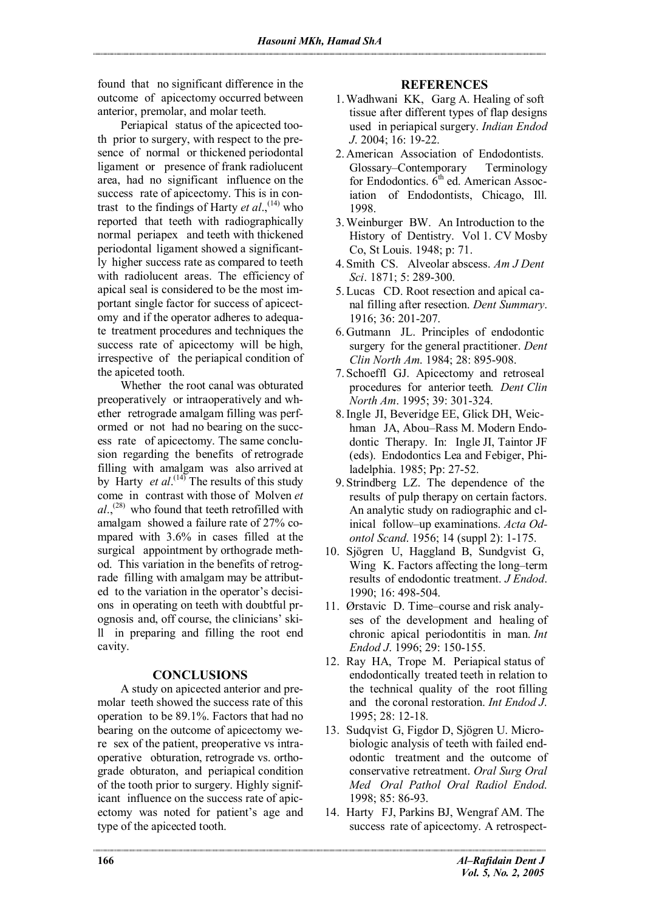found that no significant difference in the outcome of apicectomy occurred between anterior, premolar, and molar teeth.

Periapical status of the apicected tooth prior to surgery, with respect to the presence of normal or thickened periodontal ligament or presence of frank radiolucent area, had no significant influence on the success rate of apicectomy. This is in contrast to the findings of Harty *et al*.,[14] who reported that teeth with radiographically normal periapex and teeth with thickened periodontal ligament showed a significantly higher success rate as compared to teeth with radiolucent areas. The efficiency of apical seal is considered to be the most important single factor for success of apicectomy and if the operator adheres to adequate treatment procedures and techniques the success rate of apicectomy will be high, irrespective of the periapical condition of the apiceted tooth.

Whether the root canal was obturated preoperatively or intraoperatively and whether retrograde amalgam filling was performed or not had no bearing on the success rate of apicectomy. The same conclusion regarding the benefits of retrograde filling with amalgam was also arrived at by Harty *et al*.[14] The results of this study come in contrast with those of Molven *et al*.,[28] who found that teeth retrofilled with amalgam showed a failure rate of 27% compared with 3.6% in cases filled at the surgical appointment by orthograde method. This variation in the benefits of retrograde filling with amalgam may be attributed to the variation in the operator's decisions in operating on teeth with doubtful prognosis and, off course, the clinicians' skill in preparing and filling the root end cavity.

## CONCLUSIONS

A study on apicected anterior and premolar teeth showed the success rate of this operation to be 89.1%. Factors that had no bearing on the outcome of apicectomy were sex of the patient, preoperative vs intraoperative obturation, retrograde vs. orthograde obturaton, and periapical condition of the tooth prior to surgery. Highly significant influence on the success rate of apicectomy was noted for patient's age and type of the apicected tooth.

## REFERENCES

1. Wadhwani KK, Garg A. Healing of soft tissue after different types of flap designs used in periapical surgery. *Indian Endod J.* 2004; 16: 19-22.
2. American Association of Endodontists. Glossary–Contemporary Terminology for Endodontics. 6th ed. American Association of Endodontists, Chicago, Ill. 1998.
3. Weinburger BW. An Introduction to the History of Dentistry. Vol 1. CV Mosby Co, St Louis. 1948; p: 71.
4. Smith CS. Alveolar abscess. *Am J Dent Sci*. 1871; 5: 289-300.
5. Lucas CD. Root resection and apical canal filling after resection. *Dent Summary*. 1916; 36: 201-207.
6. Gutmann JL. Principles of endodontic surgery for the general practitioner. *Dent Clin North Am.* 1984; 28: 895-908.
7. Schoeffl GJ. Apicectomy and retroseal procedures for anterior teeth. *Dent Clin North Am*. 1995; 39: 301-324.
8. Ingle JI, Beveridge EE, Glick DH, Weichman JA, Abou–Rass M. Modern Endodontic Therapy. In: Ingle JI, Taintor JF (eds). Endodontics Lea and Febiger, Philadelphia. 1985; Pp: 27-52.
9. Strindberg LZ. The dependence of the results of pulp therapy on certain factors. An analytic study on radiographic and clinical follow–up examinations. *Acta Odontol Scand*. 1956; 14 (suppl 2): 1-175.
10. Sjögren U, Haggland B, Sundgvist G, Wing K. Factors affecting the long–term results of endodontic treatment. *J Endod*. 1990; 16: 498-504.
11. Ørstavic D. Time–course and risk analyses of the development and healing of chronic apical periodontitis in man. *Int Endod J.* 1996; 29: 150-155.
12. Ray HA, Trope M. Periapical status of endodontically treated teeth in relation to the technical quality of the root filling and the coronal restoration. *Int Endod J.* 1995; 28: 12-18.
13. Sudqvist G, Figdor D, Sjögren U. Microbiologic analysis of teeth with failed endodontic treatment and the outcome of conservative retreatment. *Oral Surg Oral Med Oral Pathol Oral Radiol Endod.* 1998; 85: 86-93.
14. Harty FJ, Parkins BJ, Wengraf AM. The success rate of apicectomy. A retrospect-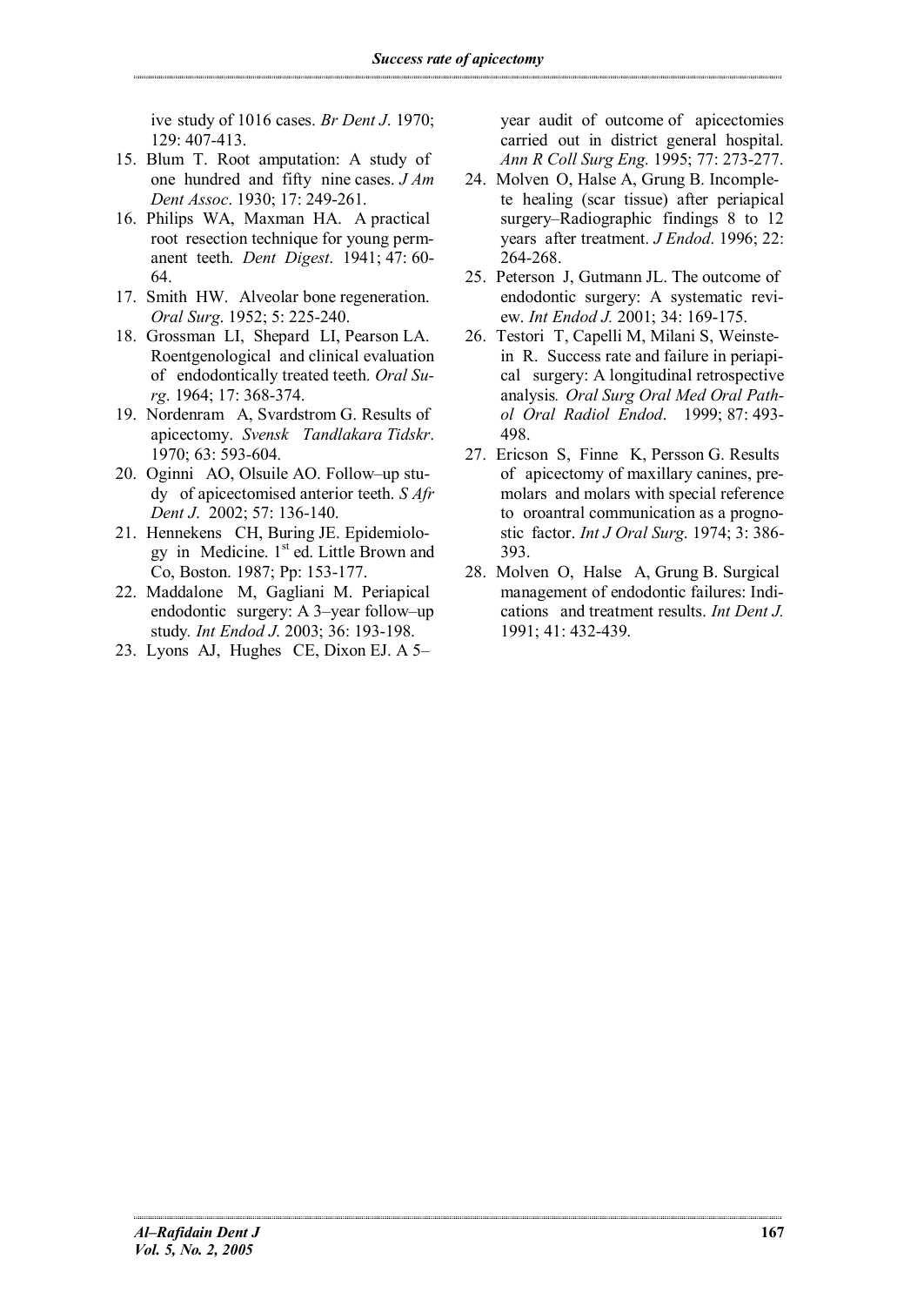ive study of 1016 cases. *Br Dent J*. 1970; 129: 407-413.

15. Blum T. Root amputation: A study of one hundred and fifty nine cases. *J Am Dent Assoc*. 1930; 17: 249-261.
16. Philips WA, Maxman HA. A practical root resection technique for young permanent teeth. *Dent Digest*. 1941; 47: 60-64.
17. Smith HW. Alveolar bone regeneration. *Oral Surg*. 1952; 5: 225-240.
18. Grossman LI, Shepard LI, Pearson LA. Roentgenological and clinical evaluation of endodontically treated teeth. *Oral Surg*. 1964; 17: 368-374.
19. Nordenram A, Svardstrom G. Results of apicectomy. *Svensk Tandlakara Tidskr*. 1970; 63: 593-604.
20. Oginni AO, Olsuile AO. Follow–up study of apicectomised anterior teeth. *S Afr Dent J*. 2002; 57: 136-140.
21. Hennekens CH, Buring JE. Epidemiology in Medicine. 1st ed. Little Brown and Co, Boston. 1987; Pp: 153-177.
22. Maddalone M, Gagliani M. Periapical endodontic surgery: A 3–year follow–up study. *Int Endod J*. 2003; 36: 193-198.
23. Lyons AJ, Hughes CE, Dixon EJ. A 5–year audit of outcome of apicectomies carried out in district general hospital. *Ann R Coll Surg Eng*. 1995; 77: 273-277.
24. Molven O, Halse A, Grung B. Incomplete healing (scar tissue) after periapical surgery–Radiographic findings 8 to 12 years after treatment. *J Endod*. 1996; 22: 264-268.
25. Peterson J, Gutmann JL. The outcome of endodontic surgery: A systematic review. *Int Endod J*. 2001; 34: 169-175.
26. Testori T, Capelli M, Milani S, Weinstein R. Success rate and failure in periapical surgery: A longitudinal retrospective analysis. *Oral Surg Oral Med Oral Pathol Oral Radiol Endod*. 1999; 87: 493-498.
27. Ericson S, Finne K, Persson G. Results of apicectomy of maxillary canines, premolars and molars with special reference to oroantral communication as a prognostic factor. *Int J Oral Surg*. 1974; 3: 386-393.
28. Molven O, Halse A, Grung B. Surgical management of endodontic failures: Indications and treatment results. *Int Dent J*. 1991; 41: 432-439.